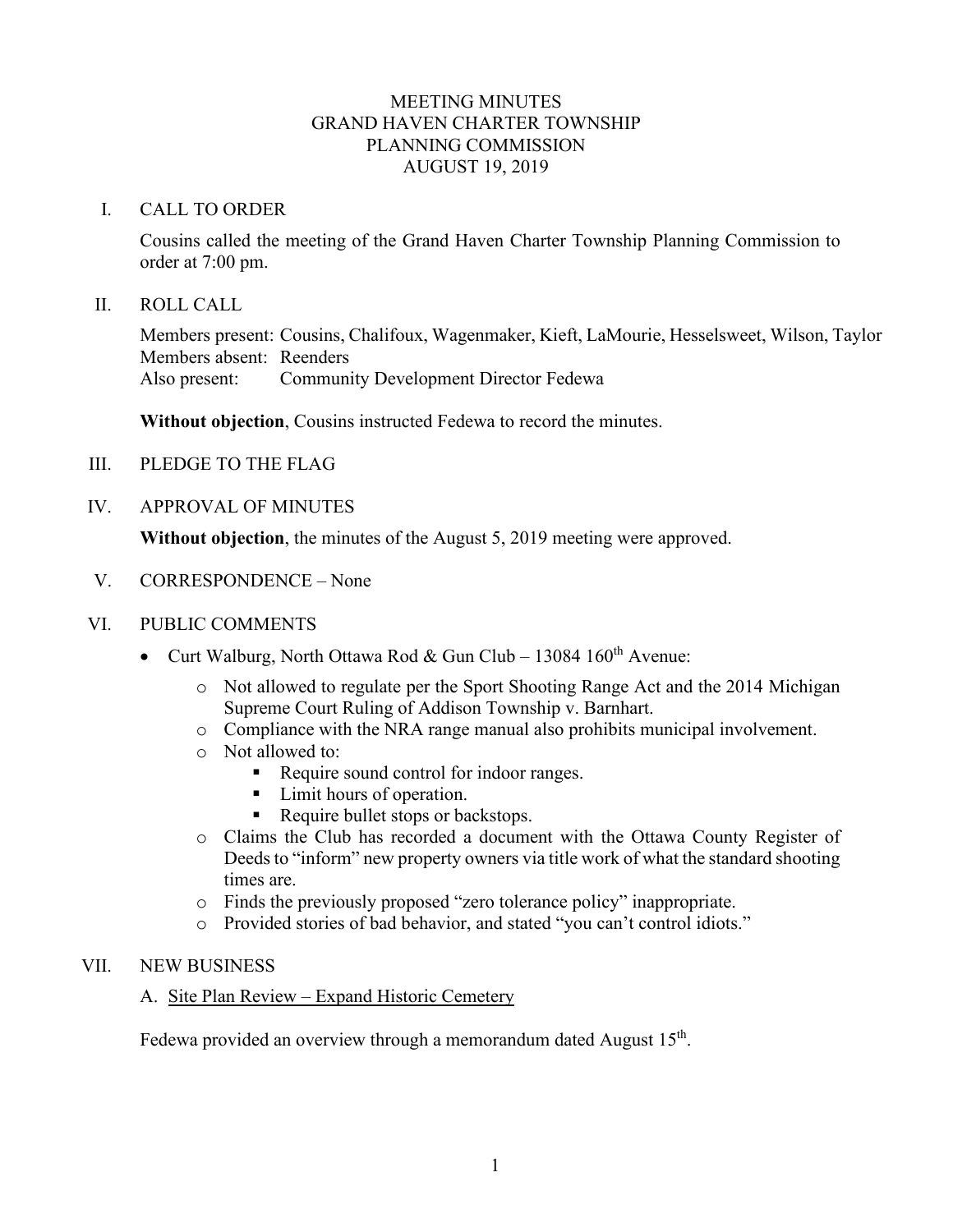# MEETING MINUTES
# GRAND HAVEN CHARTER TOWNSHIP
# PLANNING COMMISSION
# AUGUST 19, 2019

## I. CALL TO ORDER

Cousins called the meeting of the Grand Haven Charter Township Planning Commission to order at 7:00 pm.

## II. ROLL CALL

Members present: Cousins, Chalifoux, Wagenmaker, Kieft, LaMourie, Hesselsweet, Wilson, Taylor
Members absent: Reenders
Also present: Community Development Director Fedewa

**Without objection**, Cousins instructed Fedewa to record the minutes.

## III. PLEDGE TO THE FLAG

## IV. APPROVAL OF MINUTES

**Without objection**, the minutes of the August 5, 2019 meeting were approved.

## V. CORRESPONDENCE – None

## VI. PUBLIC COMMENTS

- Curt Walburg, North Ottawa Rod & Gun Club – 13084 160th Avenue:
  - Not allowed to regulate per the Sport Shooting Range Act and the 2014 Michigan Supreme Court Ruling of Addison Township v. Barnhart.
  - Compliance with the NRA range manual also prohibits municipal involvement.
  - Not allowed to:
    - Require sound control for indoor ranges.
    - Limit hours of operation.
    - Require bullet stops or backstops.
  - Claims the Club has recorded a document with the Ottawa County Register of Deeds to "inform" new property owners via title work of what the standard shooting times are.
  - Finds the previously proposed "zero tolerance policy" inappropriate.
  - Provided stories of bad behavior, and stated "you can't control idiots."

## VII. NEW BUSINESS

### A. Site Plan Review – Expand Historic Cemetery

Fedewa provided an overview through a memorandum dated August 15th.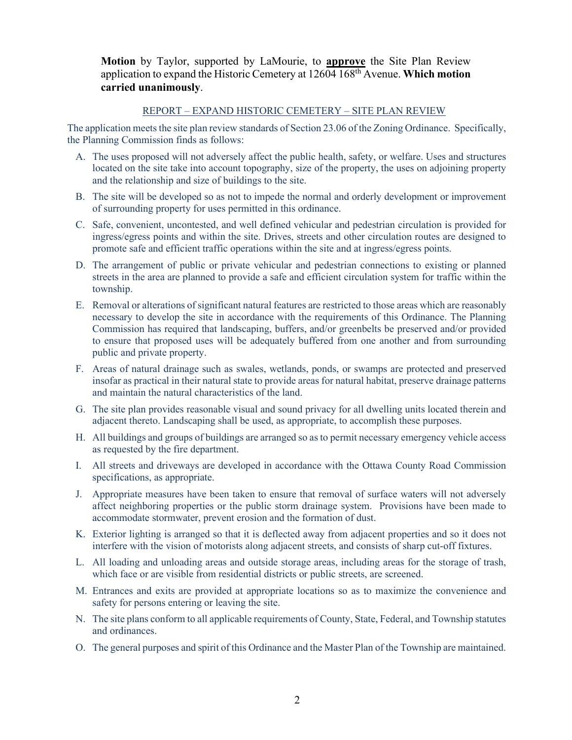**Motion** by Taylor, supported by LaMourie, to **approve** the Site Plan Review application to expand the Historic Cemetery at 12604 168th Avenue. **Which motion carried unanimously**.

REPORT – EXPAND HISTORIC CEMETERY – SITE PLAN REVIEW

The application meets the site plan review standards of Section 23.06 of the Zoning Ordinance. Specifically, the Planning Commission finds as follows:

A. The uses proposed will not adversely affect the public health, safety, or welfare. Uses and structures located on the site take into account topography, size of the property, the uses on adjoining property and the relationship and size of buildings to the site.

B. The site will be developed so as not to impede the normal and orderly development or improvement of surrounding property for uses permitted in this ordinance.

C. Safe, convenient, uncontested, and well defined vehicular and pedestrian circulation is provided for ingress/egress points and within the site. Drives, streets and other circulation routes are designed to promote safe and efficient traffic operations within the site and at ingress/egress points.

D. The arrangement of public or private vehicular and pedestrian connections to existing or planned streets in the area are planned to provide a safe and efficient circulation system for traffic within the township.

E. Removal or alterations of significant natural features are restricted to those areas which are reasonably necessary to develop the site in accordance with the requirements of this Ordinance. The Planning Commission has required that landscaping, buffers, and/or greenbelts be preserved and/or provided to ensure that proposed uses will be adequately buffered from one another and from surrounding public and private property.

F. Areas of natural drainage such as swales, wetlands, ponds, or swamps are protected and preserved insofar as practical in their natural state to provide areas for natural habitat, preserve drainage patterns and maintain the natural characteristics of the land.

G. The site plan provides reasonable visual and sound privacy for all dwelling units located therein and adjacent thereto. Landscaping shall be used, as appropriate, to accomplish these purposes.

H. All buildings and groups of buildings are arranged so as to permit necessary emergency vehicle access as requested by the fire department.

I. All streets and driveways are developed in accordance with the Ottawa County Road Commission specifications, as appropriate.

J. Appropriate measures have been taken to ensure that removal of surface waters will not adversely affect neighboring properties or the public storm drainage system. Provisions have been made to accommodate stormwater, prevent erosion and the formation of dust.

K. Exterior lighting is arranged so that it is deflected away from adjacent properties and so it does not interfere with the vision of motorists along adjacent streets, and consists of sharp cut-off fixtures.

L. All loading and unloading areas and outside storage areas, including areas for the storage of trash, which face or are visible from residential districts or public streets, are screened.

M. Entrances and exits are provided at appropriate locations so as to maximize the convenience and safety for persons entering or leaving the site.

N. The site plans conform to all applicable requirements of County, State, Federal, and Township statutes and ordinances.

O. The general purposes and spirit of this Ordinance and the Master Plan of the Township are maintained.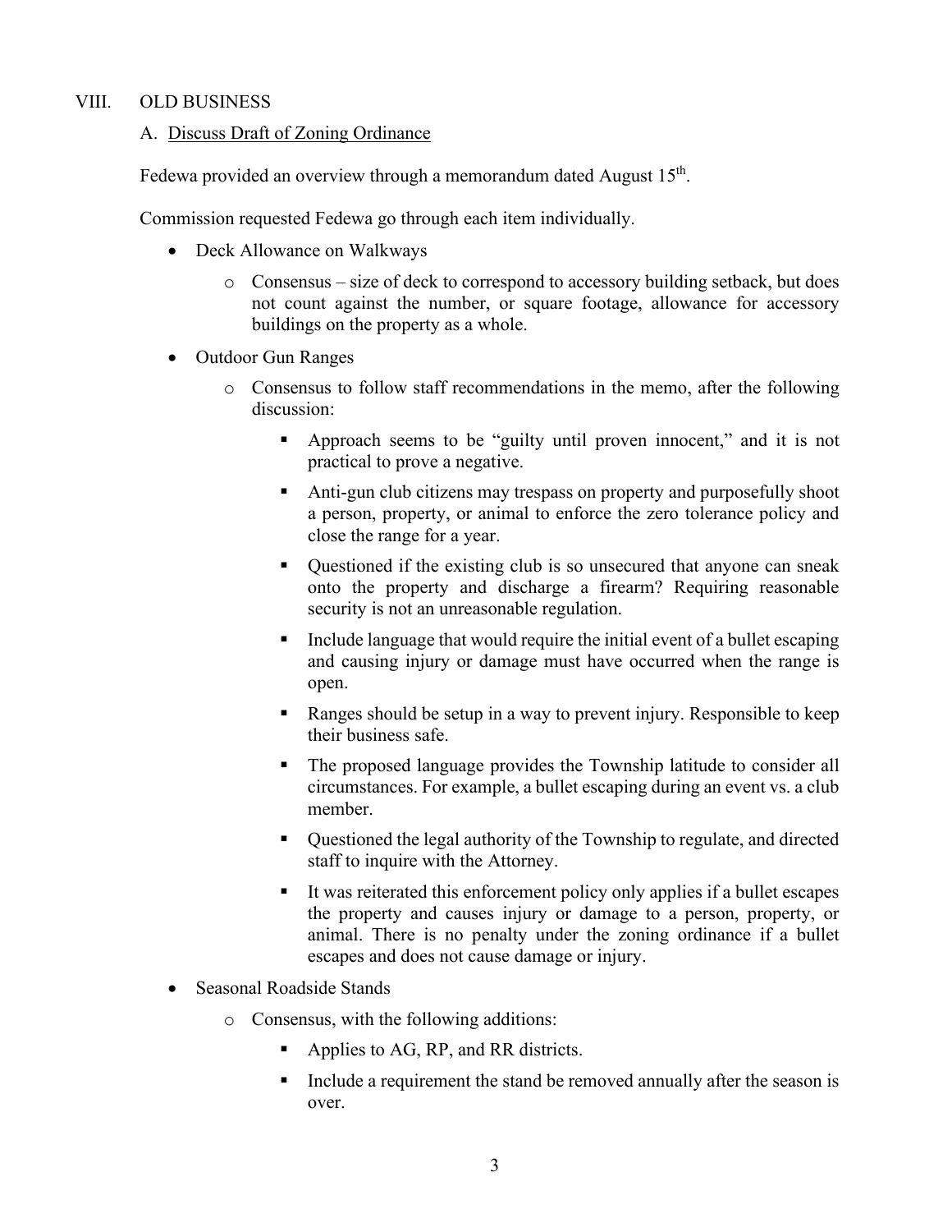## VIII. OLD BUSINESS

### A. Discuss Draft of Zoning Ordinance

Fedewa provided an overview through a memorandum dated August 15th.

Commission requested Fedewa go through each item individually.

- Deck Allowance on Walkways
  - Consensus – size of deck to correspond to accessory building setback, but does not count against the number, or square footage, allowance for accessory buildings on the property as a whole.
- Outdoor Gun Ranges
  - Consensus to follow staff recommendations in the memo, after the following discussion:
    - Approach seems to be "guilty until proven innocent," and it is not practical to prove a negative.
    - Anti-gun club citizens may trespass on property and purposefully shoot a person, property, or animal to enforce the zero tolerance policy and close the range for a year.
    - Questioned if the existing club is so unsecured that anyone can sneak onto the property and discharge a firearm? Requiring reasonable security is not an unreasonable regulation.
    - Include language that would require the initial event of a bullet escaping and causing injury or damage must have occurred when the range is open.
    - Ranges should be setup in a way to prevent injury. Responsible to keep their business safe.
    - The proposed language provides the Township latitude to consider all circumstances. For example, a bullet escaping during an event vs. a club member.
    - Questioned the legal authority of the Township to regulate, and directed staff to inquire with the Attorney.
    - It was reiterated this enforcement policy only applies if a bullet escapes the property and causes injury or damage to a person, property, or animal. There is no penalty under the zoning ordinance if a bullet escapes and does not cause damage or injury.
- Seasonal Roadside Stands
  - Consensus, with the following additions:
    - Applies to AG, RP, and RR districts.
    - Include a requirement the stand be removed annually after the season is over.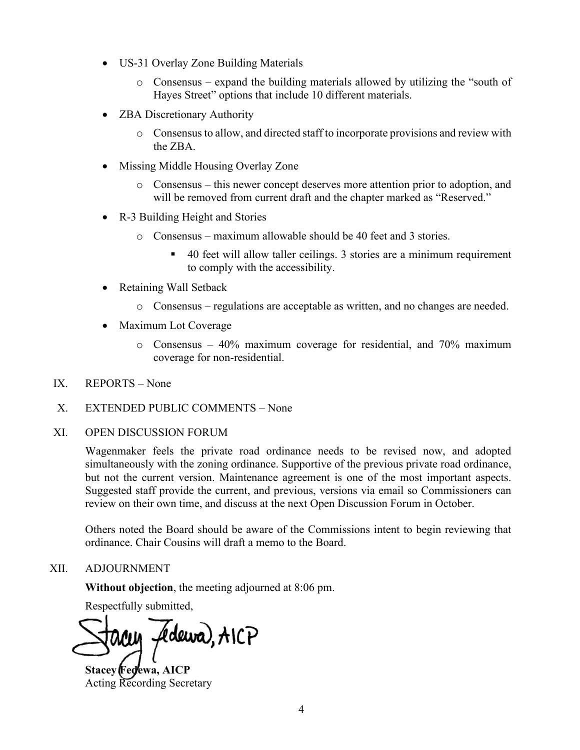- US-31 Overlay Zone Building Materials
  - Consensus – expand the building materials allowed by utilizing the "south of Hayes Street" options that include 10 different materials.
- ZBA Discretionary Authority
  - Consensus to allow, and directed staff to incorporate provisions and review with the ZBA.
- Missing Middle Housing Overlay Zone
  - Consensus – this newer concept deserves more attention prior to adoption, and will be removed from current draft and the chapter marked as "Reserved."
- R-3 Building Height and Stories
  - Consensus – maximum allowable should be 40 feet and 3 stories.
    - 40 feet will allow taller ceilings. 3 stories are a minimum requirement to comply with the accessibility.
- Retaining Wall Setback
  - Consensus – regulations are acceptable as written, and no changes are needed.
- Maximum Lot Coverage
  - Consensus – 40% maximum coverage for residential, and 70% maximum coverage for non-residential.

IX. REPORTS – None

X. EXTENDED PUBLIC COMMENTS – None

XI. OPEN DISCUSSION FORUM

Wagenmaker feels the private road ordinance needs to be revised now, and adopted simultaneously with the zoning ordinance. Supportive of the previous private road ordinance, but not the current version. Maintenance agreement is one of the most important aspects. Suggested staff provide the current, and previous, versions via email so Commissioners can review on their own time, and discuss at the next Open Discussion Forum in October.

Others noted the Board should be aware of the Commissions intent to begin reviewing that ordinance. Chair Cousins will draft a memo to the Board.

XII. ADJOURNMENT

**Without objection**, the meeting adjourned at 8:06 pm.

Respectfully submitted,

Stacey Fedewa, AICP

**Stacey Fedewa, AICP**
Acting Recording Secretary